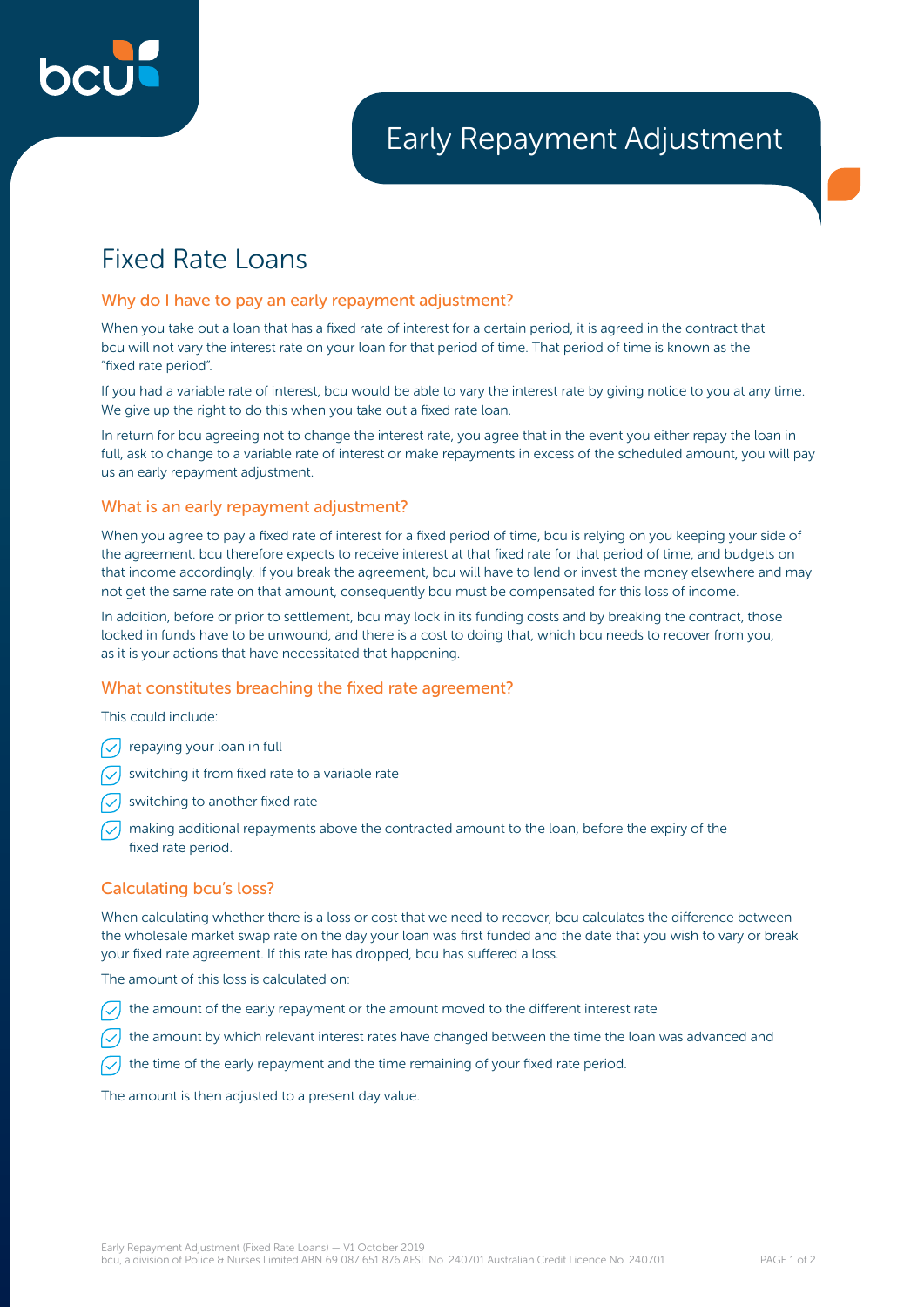# Early Repayment Adjustment

## Fixed Rate Loans

### Why do I have to pay an early repayment adjustment?

When you take out a loan that has a fixed rate of interest for a certain period, it is agreed in the contract that bcu will not vary the interest rate on your loan for that period of time. That period of time is known as the "fixed rate period".

If you had a variable rate of interest, bcu would be able to vary the interest rate by giving notice to you at any time. We give up the right to do this when you take out a fixed rate loan.

In return for bcu agreeing not to change the interest rate, you agree that in the event you either repay the loan in full, ask to change to a variable rate of interest or make repayments in excess of the scheduled amount, you will pay us an early repayment adjustment.

### What is an early repayment adjustment?

When you agree to pay a fixed rate of interest for a fixed period of time, bcu is relying on you keeping your side of the agreement. bcu therefore expects to receive interest at that fixed rate for that period of time, and budgets on that income accordingly. If you break the agreement, bcu will have to lend or invest the money elsewhere and may not get the same rate on that amount, consequently bcu must be compensated for this loss of income.

In addition, before or prior to settlement, bcu may lock in its funding costs and by breaking the contract, those locked in funds have to be unwound, and there is a cost to doing that, which bcu needs to recover from you, as it is your actions that have necessitated that happening.

### What constitutes breaching the fixed rate agreement?

This could include:

- repaying your loan in full
- switching it from fixed rate to a variable rate
- switching to another fixed rate
- making additional repayments above the contracted amount to the loan, before the expiry of the fixed rate period.

### Calculating bcu's loss?

When calculating whether there is a loss or cost that we need to recover, bcu calculates the difference between the wholesale market swap rate on the day your loan was first funded and the date that you wish to vary or break your fixed rate agreement. If this rate has dropped, bcu has suffered a loss.

The amount of this loss is calculated on:

- the amount of the early repayment or the amount moved to the different interest rate
- the amount by which relevant interest rates have changed between the time the loan was advanced and
- the time of the early repayment and the time remaining of your fixed rate period.

The amount is then adjusted to a present day value.

Early Repayment Adjustment (Fixed Rate Loans) — V1 October 2019
bcu, a division of Police & Nurses Limited ABN 69 087 651 876 AFSL No. 240701 Australian Credit Licence No. 240701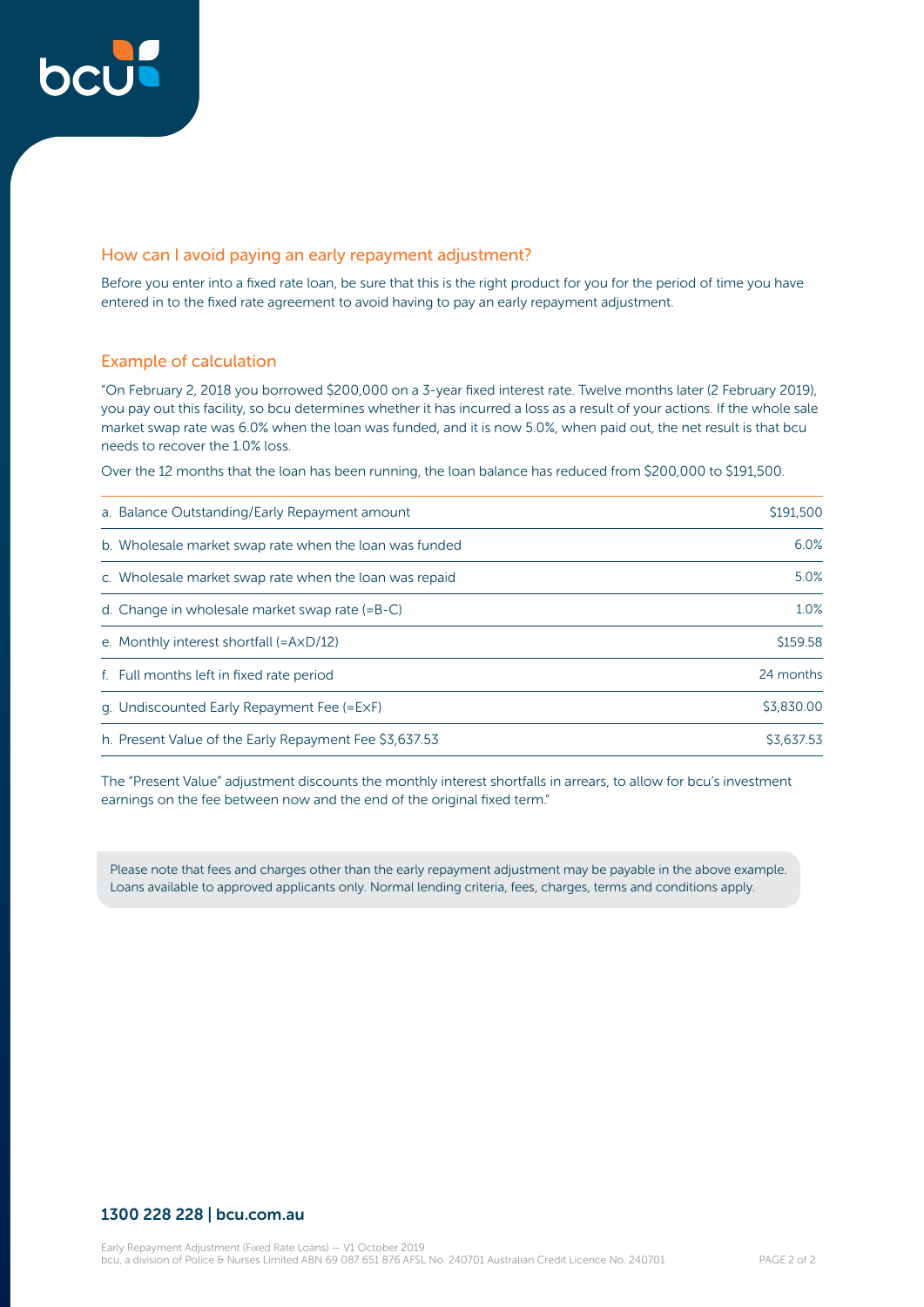## How can I avoid paying an early repayment adjustment?

Before you enter into a fixed rate loan, be sure that this is the right product for you for the period of time you have entered in to the fixed rate agreement to avoid having to pay an early repayment adjustment.

## Example of calculation

"On February 2, 2018 you borrowed $200,000 on a 3-year fixed interest rate. Twelve months later (2 February 2019), you pay out this facility, so bcu determines whether it has incurred a loss as a result of your actions. If the whole sale market swap rate was 6.0% when the loan was funded, and it is now 5.0%, when paid out, the net result is that bcu needs to recover the 1.0% loss.

Over the 12 months that the loan has been running, the loan balance has reduced from $200,000 to $191,500.

| | |
|---|---|
| a. Balance Outstanding/Early Repayment amount | $191,500 |
| b. Wholesale market swap rate when the loan was funded | 6.0% |
| c. Wholesale market swap rate when the loan was repaid | 5.0% |
| d. Change in wholesale market swap rate (=B-C) | 1.0% |
| e. Monthly interest shortfall (=A×D/12) | $159.58 |
| f. Full months left in fixed rate period | 24 months |
| g. Undiscounted Early Repayment Fee (=E×F) | $3,830.00 |
| h. Present Value of the Early Repayment Fee $3,637.53 | $3,637.53 |

The "Present Value" adjustment discounts the monthly interest shortfalls in arrears, to allow for bcu's investment earnings on the fee between now and the end of the original fixed term."

Please note that fees and charges other than the early repayment adjustment may be payable in the above example. Loans available to approved applicants only. Normal lending criteria, fees, charges, terms and conditions apply.

**1300 228 228 | bcu.com.au**

Early Repayment Adjustment (Fixed Rate Loans) — V1 October 2019
bcu, a division of Police & Nurses Limited ABN 69 087 651 876 AFSL No. 240701 Australian Credit Licence No. 240701